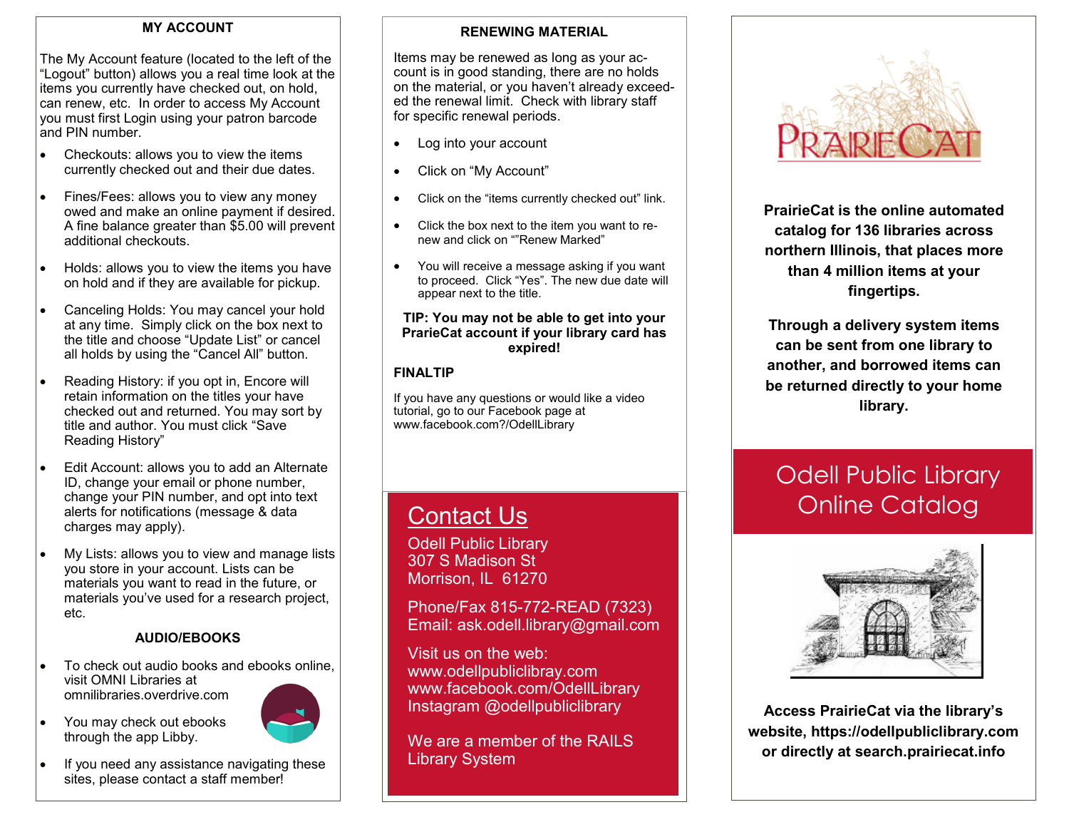## MY ACCOUNT

The My Account feature (located to the left of the "Logout" button) allows you a real time look at the items you currently have checked out, on hold, can renew, etc. In order to access My Account you must first Login using your patron barcode and PIN number.

- Checkouts: allows you to view the items currently checked out and their due dates.
- Fines/Fees: allows you to view any money owed and make an online payment if desired. A fine balance greater than $5.00 will prevent additional checkouts.
- Holds: allows you to view the items you have on hold and if they are available for pickup.
- Canceling Holds: You may cancel your hold at any time. Simply click on the box next to the title and choose "Update List" or cancel all holds by using the "Cancel All" button.
- Reading History: if you opt in, Encore will retain information on the titles your have checked out and returned. You may sort by title and author. You must click "Save Reading History"
- Edit Account: allows you to add an Alternate ID, change your email or phone number, change your PIN number, and opt into text alerts for notifications (message & data charges may apply).
- My Lists: allows you to view and manage lists you store in your account. Lists can be materials you want to read in the future, or materials you've used for a research project, etc.

## AUDIO/EBOOKS

- To check out audio books and ebooks online, visit OMNI Libraries at omnilibraries.overdrive.com
- You may check out ebooks through the app Libby.
- If you need any assistance navigating these sites, please contact a staff member!

## RENEWING MATERIAL

Items may be renewed as long as your account is in good standing, there are no holds on the material, or you haven't already exceeded the renewal limit. Check with library staff for specific renewal periods.

- Log into your account
- Click on "My Account"
- Click on the "items currently checked out" link.
- Click the box next to the item you want to renew and click on ""Renew Marked"
- You will receive a message asking if you want to proceed. Click "Yes". The new due date will appear next to the title.

**TIP: You may not be able to get into your PrarieCat account if your library card has expired!**

**FINALTIP**

If you have any questions or would like a video tutorial, go to our Facebook page at www.facebook.com?/OdellLibrary

## Contact Us

Odell Public Library
307 S Madison St
Morrison, IL 61270

Phone/Fax 815-772-READ (7323)
Email: ask.odell.library@gmail.com

Visit us on the web:
www.odellpubliclibray.com
www.facebook.com/OdellLibrary
Instagram @odellpubliclibrary

We are a member of the RAILS Library System

PRAIRIECAT

**PrairieCat is the online automated catalog for 136 libraries across northern Illinois, that places more than 4 million items at your fingertips.**

**Through a delivery system items can be sent from one library to another, and borrowed items can be returned directly to your home library.**

# Odell Public Library Online Catalog

**Access PrairieCat via the library's website, https://odellpubliclibrary.com or directly at search.prairiecat.info**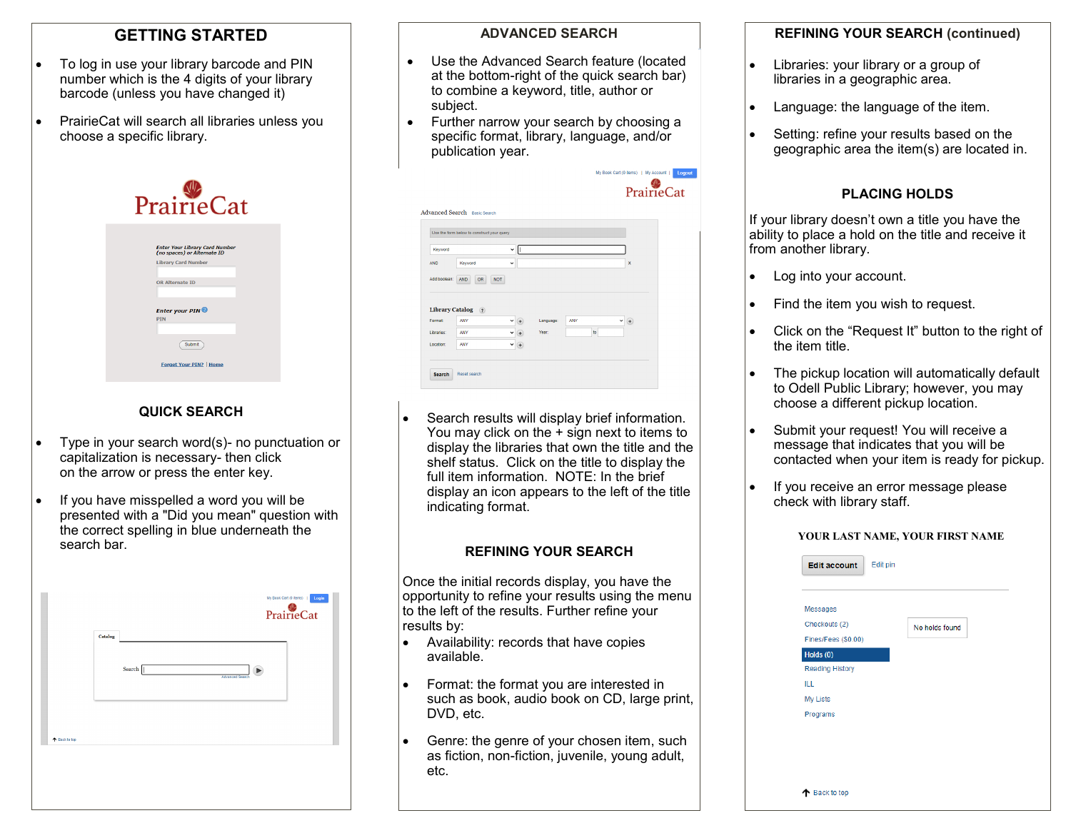## GETTING STARTED

- To log in use your library barcode and PIN number which is the 4 digits of your library barcode (unless you have changed it)
- PrairieCat will search all libraries unless you choose a specific library.

## QUICK SEARCH

- Type in your search word(s)- no punctuation or capitalization is necessary- then click on the arrow or press the enter key.
- If you have misspelled a word you will be presented with a "Did you mean" question with the correct spelling in blue underneath the search bar.

## ADVANCED SEARCH

- Use the Advanced Search feature (located at the bottom-right of the quick search bar) to combine a keyword, title, author or subject.
- Further narrow your search by choosing a specific format, library, language, and/or publication year.

- Search results will display brief information. You may click on the + sign next to items to display the libraries that own the title and the shelf status. Click on the title to display the full item information. NOTE: In the brief display an icon appears to the left of the title indicating format.

## REFINING YOUR SEARCH

Once the initial records display, you have the opportunity to refine your results using the menu to the left of the results. Further refine your results by:

- Availability: records that have copies available.
- Format: the format you are interested in such as book, audio book on CD, large print, DVD, etc.
- Genre: the genre of your chosen item, such as fiction, non-fiction, juvenile, young adult, etc.

## REFINING YOUR SEARCH (continued)

- Libraries: your library or a group of libraries in a geographic area.
- Language: the language of the item.
- Setting: refine your results based on the geographic area the item(s) are located in.

## PLACING HOLDS

If your library doesn't own a title you have the ability to place a hold on the title and receive it from another library.

- Log into your account.
- Find the item you wish to request.
- Click on the "Request It" button to the right of the item title.
- The pickup location will automatically default to Odell Public Library; however, you may choose a different pickup location.
- Submit your request! You will receive a message that indicates that you will be contacted when your item is ready for pickup.
- If you receive an error message please check with library staff.